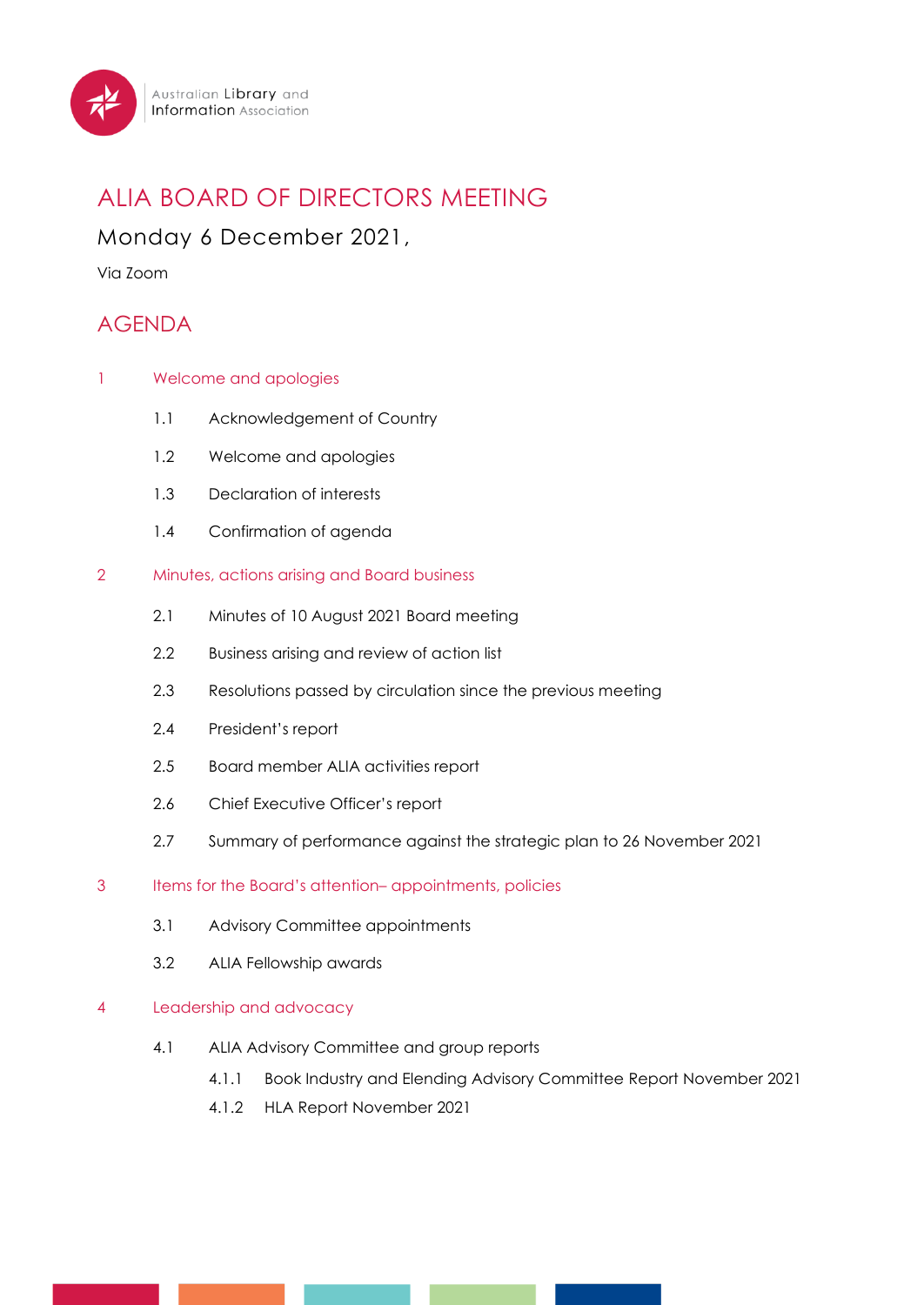Australian Library and Information Association

# ALIA BOARD OF DIRECTORS MEETING

## Monday 6 December 2021,

Via Zoom

## AGENDA

### 1 Welcome and apologies

- 1.1 Acknowledgement of Country
- 1.2 Welcome and apologies
- 1.3 Declaration of interests
- 1.4 Confirmation of agenda

### 2 Minutes, actions arising and Board business

- 2.1 Minutes of 10 August 2021 Board meeting
- 2.2 Business arising and review of action list
- 2.3 Resolutions passed by circulation since the previous meeting
- 2.4 President's report
- 2.5 Board member ALIA activities report
- 2.6 Chief Executive Officer's report
- 2.7 Summary of performance against the strategic plan to 26 November 2021

### 3 Items for the Board's attention– appointments, policies

- 3.1 Advisory Committee appointments
- 3.2 ALIA Fellowship awards

### 4 Leadership and advocacy

- 4.1 ALIA Advisory Committee and group reports
  - 4.1.1 Book Industry and Elending Advisory Committee Report November 2021
  - 4.1.2 HLA Report November 2021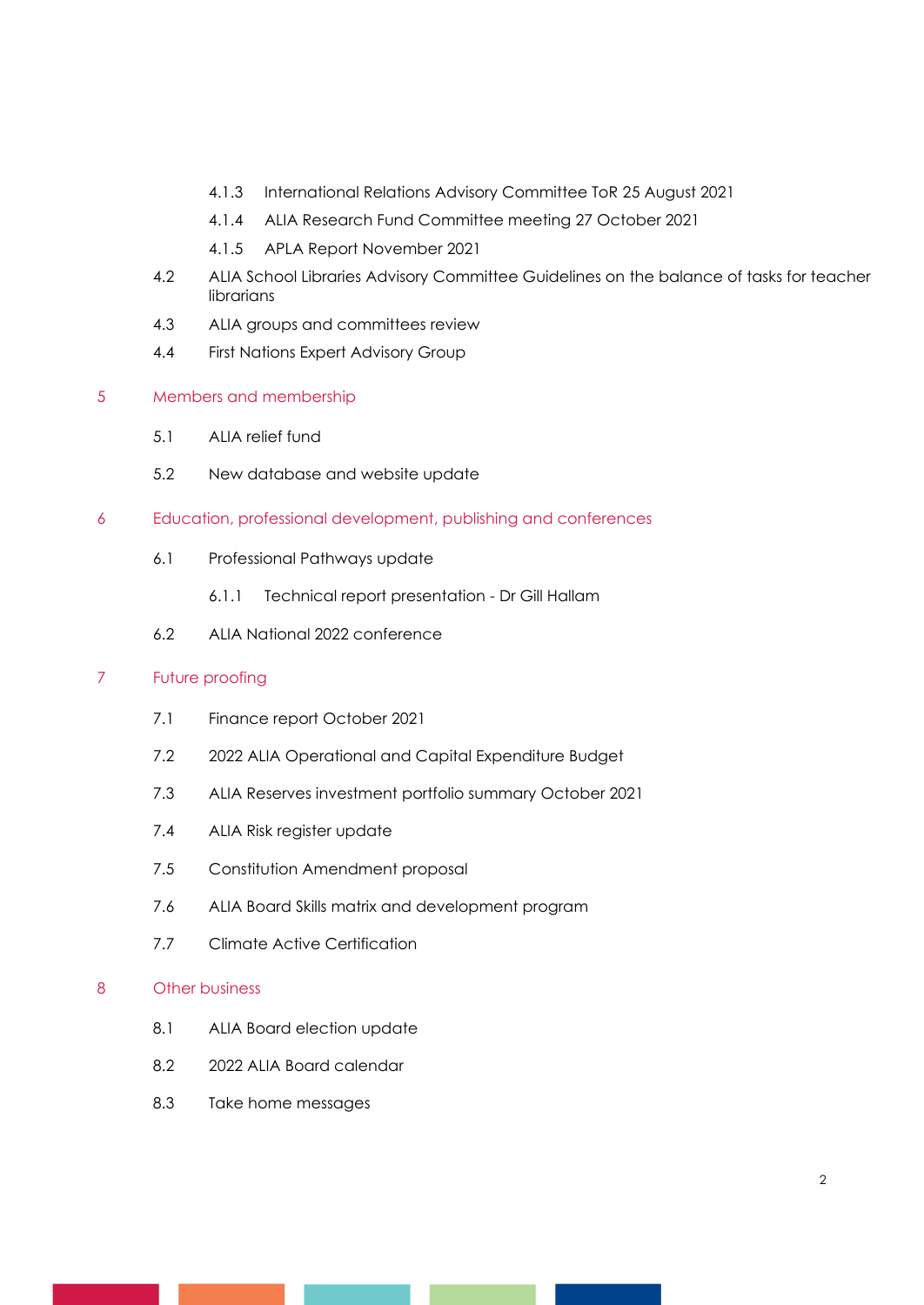4.1.3 International Relations Advisory Committee ToR 25 August 2021

4.1.4 ALIA Research Fund Committee meeting 27 October 2021

4.1.5 APLA Report November 2021

4.2 ALIA School Libraries Advisory Committee Guidelines on the balance of tasks for teacher librarians

4.3 ALIA groups and committees review

4.4 First Nations Expert Advisory Group

## 5 Members and membership

5.1 ALIA relief fund

5.2 New database and website update

## 6 Education, professional development, publishing and conferences

6.1 Professional Pathways update

6.1.1 Technical report presentation - Dr Gill Hallam

6.2 ALIA National 2022 conference

## 7 Future proofing

7.1 Finance report October 2021

7.2 2022 ALIA Operational and Capital Expenditure Budget

7.3 ALIA Reserves investment portfolio summary October 2021

7.4 ALIA Risk register update

7.5 Constitution Amendment proposal

7.6 ALIA Board Skills matrix and development program

7.7 Climate Active Certification

## 8 Other business

8.1 ALIA Board election update

8.2 2022 ALIA Board calendar

8.3 Take home messages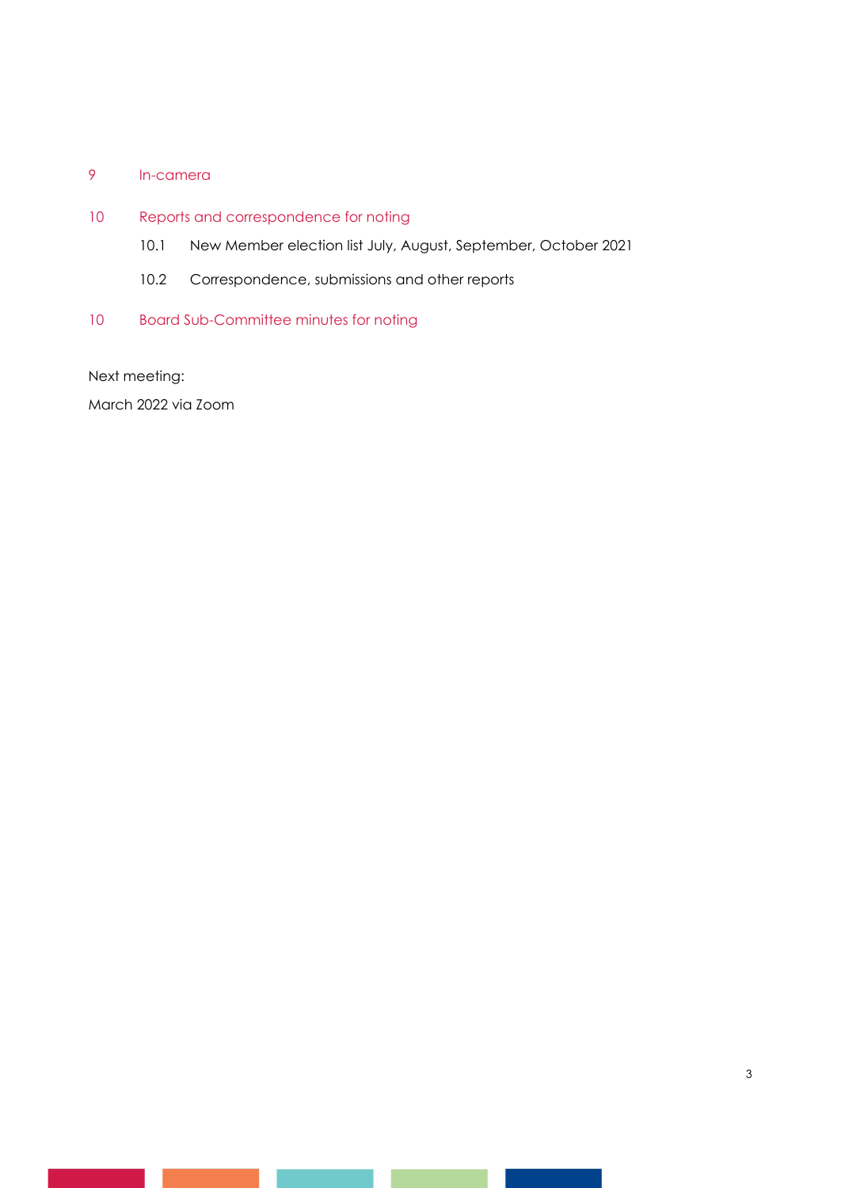## 9 In-camera

## 10 Reports and correspondence for noting

10.1 New Member election list July, August, September, October 2021

10.2 Correspondence, submissions and other reports

## 10 Board Sub-Committee minutes for noting

Next meeting:

March 2022 via Zoom